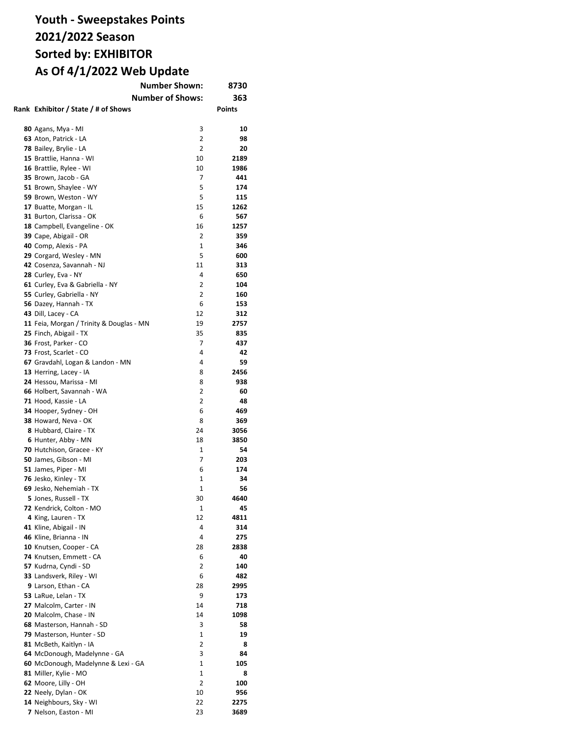# Youth - Sweepstakes Points
# 2021/2022 Season
# Sorted by: EXHIBITOR
# As Of 4/1/2022 Web Update

**Number Shown:** 8730

**Number of Shows:** 363

| Rank | Exhibitor / State / # of Shows | | Points |
|---|---|---|---|
| 80 | Agans, Mya - MI | 3 | **10** |
| 63 | Aton, Patrick - LA | 2 | **98** |
| 78 | Bailey, Brylie - LA | 2 | **20** |
| 15 | Brattlie, Hanna - WI | 10 | **2189** |
| 16 | Brattlie, Rylee - WI | 10 | **1986** |
| 35 | Brown, Jacob - GA | 7 | **441** |
| 51 | Brown, Shaylee - WY | 5 | **174** |
| 59 | Brown, Weston - WY | 5 | **115** |
| 17 | Buatte, Morgan - IL | 15 | **1262** |
| 31 | Burton, Clarissa - OK | 6 | **567** |
| 18 | Campbell, Evangeline - OK | 16 | **1257** |
| 39 | Cape, Abigail - OR | 2 | **359** |
| 40 | Comp, Alexis - PA | 1 | **346** |
| 29 | Corgard, Wesley - MN | 5 | **600** |
| 42 | Cosenza, Savannah - NJ | 11 | **313** |
| 28 | Curley, Eva - NY | 4 | **650** |
| 61 | Curley, Eva & Gabriella - NY | 2 | **104** |
| 55 | Curley, Gabriella - NY | 2 | **160** |
| 56 | Dazey, Hannah - TX | 6 | **153** |
| 43 | Dill, Lacey - CA | 12 | **312** |
| 11 | Feia, Morgan / Trinity & Douglas - MN | 19 | **2757** |
| 25 | Finch, Abigail - TX | 35 | **835** |
| 36 | Frost, Parker - CO | 7 | **437** |
| 73 | Frost, Scarlet - CO | 4 | **42** |
| 67 | Gravdahl, Logan & Landon - MN | 4 | **59** |
| 13 | Herring, Lacey - IA | 8 | **2456** |
| 24 | Hessou, Marissa - MI | 8 | **938** |
| 66 | Holbert, Savannah - WA | 2 | **60** |
| 71 | Hood, Kassie - LA | 2 | **48** |
| 34 | Hooper, Sydney - OH | 6 | **469** |
| 38 | Howard, Neva - OK | 8 | **369** |
| 8 | Hubbard, Claire - TX | 24 | **3056** |
| 6 | Hunter, Abby - MN | 18 | **3850** |
| 70 | Hutchison, Gracee - KY | 1 | **54** |
| 50 | James, Gibson - MI | 7 | **203** |
| 51 | James, Piper - MI | 6 | **174** |
| 76 | Jesko, Kinley - TX | 1 | **34** |
| 69 | Jesko, Nehemiah - TX | 1 | **56** |
| 5 | Jones, Russell - TX | 30 | **4640** |
| 72 | Kendrick, Colton - MO | 1 | **45** |
| 4 | King, Lauren - TX | 12 | **4811** |
| 41 | Kline, Abigail - IN | 4 | **314** |
| 46 | Kline, Brianna - IN | 4 | **275** |
| 10 | Knutsen, Cooper - CA | 28 | **2838** |
| 74 | Knutsen, Emmett - CA | 6 | **40** |
| 57 | Kudrna, Cyndi - SD | 2 | **140** |
| 33 | Landsverk, Riley - WI | 6 | **482** |
| 9 | Larson, Ethan - CA | 28 | **2995** |
| 53 | LaRue, Lelan - TX | 9 | **173** |
| 27 | Malcolm, Carter - IN | 14 | **718** |
| 20 | Malcolm, Chase - IN | 14 | **1098** |
| 68 | Masterson, Hannah - SD | 3 | **58** |
| 79 | Masterson, Hunter - SD | 1 | **19** |
| 81 | McBeth, Kaitlyn - IA | 2 | **8** |
| 64 | McDonough, Madelynne - GA | 3 | **84** |
| 60 | McDonough, Madelynne & Lexi - GA | 1 | **105** |
| 81 | Miller, Kylie - MO | 1 | **8** |
| 62 | Moore, Lilly - OH | 2 | **100** |
| 22 | Neely, Dylan - OK | 10 | **956** |
| 14 | Neighbours, Sky - WI | 22 | **2275** |
| 7 | Nelson, Easton - MI | 23 | **3689** |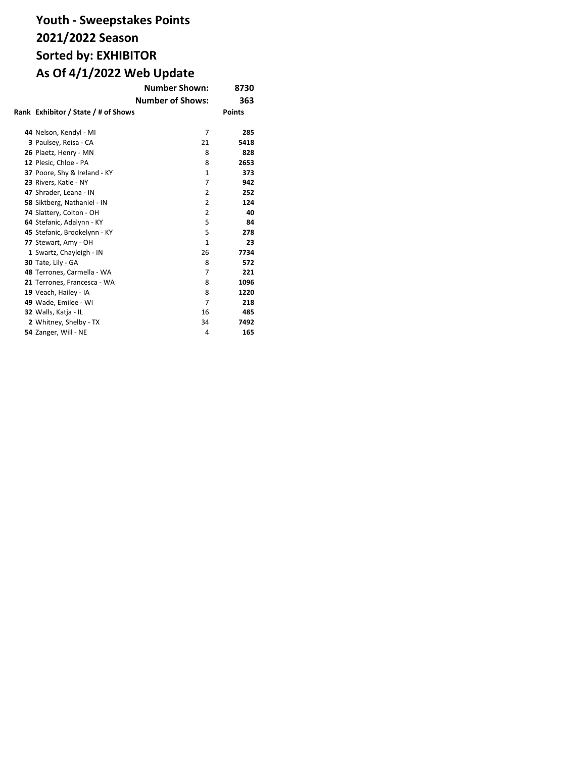# Youth - Sweepstakes Points
# 2021/2022 Season
# Sorted by: EXHIBITOR
# As Of 4/1/2022 Web Update

| | | |
|---|---|---|
| **Number Shown:** | | **8730** |
| **Number of Shows:** | | **363** |

| Rank | Exhibitor / State / # of Shows | | Points |
|---|---|---|---|
| **44** | Nelson, Kendyl - MI | 7 | **285** |
| **3** | Paulsey, Reisa - CA | 21 | **5418** |
| **26** | Plaetz, Henry - MN | 8 | **828** |
| **12** | Plesic, Chloe - PA | 8 | **2653** |
| **37** | Poore, Shy & Ireland - KY | 1 | **373** |
| **23** | Rivers, Katie - NY | 7 | **942** |
| **47** | Shrader, Leana - IN | 2 | **252** |
| **58** | Siktberg, Nathaniel - IN | 2 | **124** |
| **74** | Slattery, Colton - OH | 2 | **40** |
| **64** | Stefanic, Adalynn - KY | 5 | **84** |
| **45** | Stefanic, Brookelynn - KY | 5 | **278** |
| **77** | Stewart, Amy - OH | 1 | **23** |
| **1** | Swartz, Chayleigh - IN | 26 | **7734** |
| **30** | Tate, Lily - GA | 8 | **572** |
| **48** | Terrones, Carmella - WA | 7 | **221** |
| **21** | Terrones, Francesca - WA | 8 | **1096** |
| **19** | Veach, Hailey - IA | 8 | **1220** |
| **49** | Wade, Emilee - WI | 7 | **218** |
| **32** | Walls, Katja - IL | 16 | **485** |
| **2** | Whitney, Shelby - TX | 34 | **7492** |
| **54** | Zanger, Will - NE | 4 | **165** |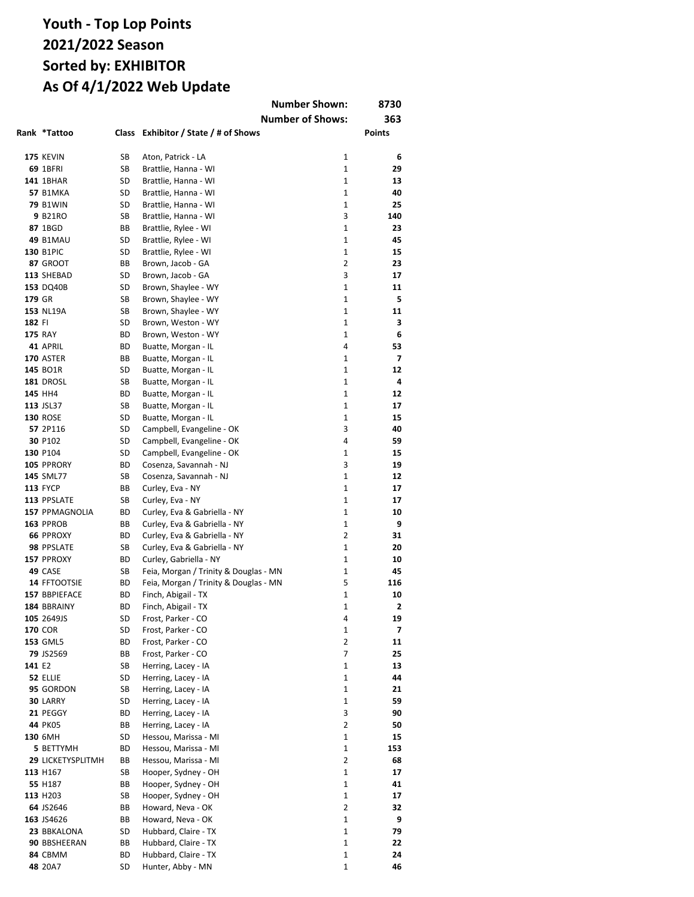# Youth - Top Lop Points
# 2021/2022 Season
# Sorted by: EXHIBITOR
# As Of 4/1/2022 Web Update

| | | | Number Shown: | 8730 |
|---|---|---|---|---|
| | | | Number of Shows: | 363 |

| Rank | *Tattoo | Class | Exhibitor / State / # of Shows | | Points |
|---|---|---|---|---|---|
| 175 | KEVIN | SB | Aton, Patrick - LA | 1 | 6 |
| 69 | 1BFRI | SB | Brattlie, Hanna - WI | 1 | 29 |
| 141 | 1BHAR | SD | Brattlie, Hanna - WI | 1 | 13 |
| 57 | B1MKA | SD | Brattlie, Hanna - WI | 1 | 40 |
| 79 | B1WIN | SD | Brattlie, Hanna - WI | 1 | 25 |
| 9 | B21RO | SB | Brattlie, Hanna - WI | 3 | 140 |
| 87 | 1BGD | BB | Brattlie, Rylee - WI | 1 | 23 |
| 49 | B1MAU | SD | Brattlie, Rylee - WI | 1 | 45 |
| 130 | B1PIC | SD | Brattlie, Rylee - WI | 1 | 15 |
| 87 | GROOT | BB | Brown, Jacob - GA | 2 | 23 |
| 113 | SHEBAD | SD | Brown, Jacob - GA | 3 | 17 |
| 153 | DQ40B | SD | Brown, Shaylee - WY | 1 | 11 |
| 179 | GR | SB | Brown, Shaylee - WY | 1 | 5 |
| 153 | NL19A | SB | Brown, Shaylee - WY | 1 | 11 |
| 182 | FI | SD | Brown, Weston - WY | 1 | 3 |
| 175 | RAY | BD | Brown, Weston - WY | 1 | 6 |
| 41 | APRIL | BD | Buatte, Morgan - IL | 4 | 53 |
| 170 | ASTER | BB | Buatte, Morgan - IL | 1 | 7 |
| 145 | BO1R | SD | Buatte, Morgan - IL | 1 | 12 |
| 181 | DROSL | SB | Buatte, Morgan - IL | 1 | 4 |
| 145 | HH4 | BD | Buatte, Morgan - IL | 1 | 12 |
| 113 | JSL37 | SB | Buatte, Morgan - IL | 1 | 17 |
| 130 | ROSE | SD | Buatte, Morgan - IL | 1 | 15 |
| 57 | 2P116 | SD | Campbell, Evangeline - OK | 3 | 40 |
| 30 | P102 | SD | Campbell, Evangeline - OK | 4 | 59 |
| 130 | P104 | SD | Campbell, Evangeline - OK | 1 | 15 |
| 105 | PPRORY | BD | Cosenza, Savannah - NJ | 3 | 19 |
| 145 | SML77 | SB | Cosenza, Savannah - NJ | 1 | 12 |
| 113 | FYCP | BB | Curley, Eva - NY | 1 | 17 |
| 113 | PPSLATE | SB | Curley, Eva - NY | 1 | 17 |
| 157 | PPMAGNOLIA | BD | Curley, Eva & Gabriella - NY | 1 | 10 |
| 163 | PPROB | BB | Curley, Eva & Gabriella - NY | 1 | 9 |
| 66 | PPROXY | BD | Curley, Eva & Gabriella - NY | 2 | 31 |
| 98 | PPSLATE | SB | Curley, Eva & Gabriella - NY | 1 | 20 |
| 157 | PPROXY | BD | Curley, Gabriella - NY | 1 | 10 |
| 49 | CASE | SB | Feia, Morgan / Trinity & Douglas - MN | 1 | 45 |
| 14 | FFTOOTSIE | BD | Feia, Morgan / Trinity & Douglas - MN | 5 | 116 |
| 157 | BBPIEFACE | BD | Finch, Abigail - TX | 1 | 10 |
| 184 | BBRAINY | BD | Finch, Abigail - TX | 1 | 2 |
| 105 | 2649JS | SD | Frost, Parker - CO | 4 | 19 |
| 170 | COR | SD | Frost, Parker - CO | 1 | 7 |
| 153 | GML5 | BD | Frost, Parker - CO | 2 | 11 |
| 79 | JS2569 | BB | Frost, Parker - CO | 7 | 25 |
| 141 | E2 | SB | Herring, Lacey - IA | 1 | 13 |
| 52 | ELLIE | SD | Herring, Lacey - IA | 1 | 44 |
| 95 | GORDON | SB | Herring, Lacey - IA | 1 | 21 |
| 30 | LARRY | SD | Herring, Lacey - IA | 1 | 59 |
| 21 | PEGGY | BD | Herring, Lacey - IA | 3 | 90 |
| 44 | PK05 | BB | Herring, Lacey - IA | 2 | 50 |
| 130 | 6MH | SD | Hessou, Marissa - MI | 1 | 15 |
| 5 | BETTYMH | BD | Hessou, Marissa - MI | 1 | 153 |
| 29 | LICKETYSPLITMH | BB | Hessou, Marissa - MI | 2 | 68 |
| 113 | H167 | SB | Hooper, Sydney - OH | 1 | 17 |
| 55 | H187 | BB | Hooper, Sydney - OH | 1 | 41 |
| 113 | H203 | SB | Hooper, Sydney - OH | 1 | 17 |
| 64 | JS2646 | BB | Howard, Neva - OK | 2 | 32 |
| 163 | JS4626 | BB | Howard, Neva - OK | 1 | 9 |
| 23 | BBKALONA | SD | Hubbard, Claire - TX | 1 | 79 |
| 90 | BBSHEERAN | BB | Hubbard, Claire - TX | 1 | 22 |
| 84 | CBMM | BD | Hubbard, Claire - TX | 1 | 24 |
| 48 | 20A7 | SD | Hunter, Abby - MN | 1 | 46 |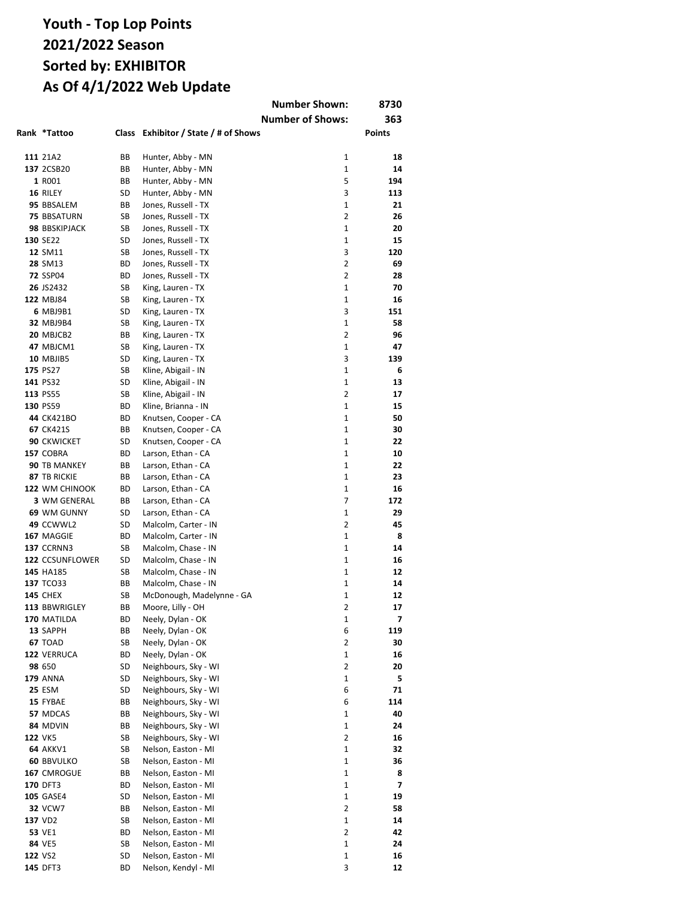# Youth - Top Lop Points
# 2021/2022 Season
# Sorted by: EXHIBITOR
# As Of 4/1/2022 Web Update

| | | | Number Shown: | 8730 |
|---|---|---|---|---|
| | | | **Number of Shows:** | **363** |

| Rank | *Tattoo | Class | Exhibitor / State / # of Shows | | Points |
|---|---|---|---|---|---|
| **111** | 21A2 | BB | Hunter, Abby - MN | 1 | **18** |
| **137** | 2CSB20 | BB | Hunter, Abby - MN | 1 | **14** |
| **1** | R001 | BB | Hunter, Abby - MN | 5 | **194** |
| **16** | RILEY | SD | Hunter, Abby - MN | 3 | **113** |
| **95** | BBSALEM | BB | Jones, Russell - TX | 1 | **21** |
| **75** | BBSATURN | SB | Jones, Russell - TX | 2 | **26** |
| **98** | BBSKIPJACK | SB | Jones, Russell - TX | 1 | **20** |
| **130** | SE22 | SD | Jones, Russell - TX | 1 | **15** |
| **12** | SM11 | SB | Jones, Russell - TX | 3 | **120** |
| **28** | SM13 | BD | Jones, Russell - TX | 2 | **69** |
| **72** | SSP04 | BD | Jones, Russell - TX | 2 | **28** |
| **26** | JS2432 | SB | King, Lauren - TX | 1 | **70** |
| **122** | MBJ84 | SB | King, Lauren - TX | 1 | **16** |
| **6** | MBJ9B1 | SD | King, Lauren - TX | 3 | **151** |
| **32** | MBJ9B4 | SB | King, Lauren - TX | 1 | **58** |
| **20** | MBJCB2 | BB | King, Lauren - TX | 2 | **96** |
| **47** | MBJCM1 | SB | King, Lauren - TX | 1 | **47** |
| **10** | MBJIB5 | SD | King, Lauren - TX | 3 | **139** |
| **175** | PS27 | SB | Kline, Abigail - IN | 1 | **6** |
| **141** | PS32 | SD | Kline, Abigail - IN | 1 | **13** |
| **113** | PS55 | SB | Kline, Abigail - IN | 2 | **17** |
| **130** | PS59 | BD | Kline, Brianna - IN | 1 | **15** |
| **44** | CK421BO | BD | Knutsen, Cooper - CA | 1 | **50** |
| **67** | CK421S | BB | Knutsen, Cooper - CA | 1 | **30** |
| **90** | CKWICKET | SD | Knutsen, Cooper - CA | 1 | **22** |
| **157** | COBRA | BD | Larson, Ethan - CA | 1 | **10** |
| **90** | TB MANKEY | BB | Larson, Ethan - CA | 1 | **22** |
| **87** | TB RICKIE | BB | Larson, Ethan - CA | 1 | **23** |
| **122** | WM CHINOOK | BD | Larson, Ethan - CA | 1 | **16** |
| **3** | WM GENERAL | BB | Larson, Ethan - CA | 7 | **172** |
| **69** | WM GUNNY | SD | Larson, Ethan - CA | 1 | **29** |
| **49** | CCWWL2 | SD | Malcolm, Carter - IN | 2 | **45** |
| **167** | MAGGIE | BD | Malcolm, Carter - IN | 1 | **8** |
| **137** | CCRNN3 | SB | Malcolm, Chase - IN | 1 | **14** |
| **122** | CCSUNFLOWER | SD | Malcolm, Chase - IN | 1 | **16** |
| **145** | HA185 | SB | Malcolm, Chase - IN | 1 | **12** |
| **137** | TCO33 | BB | Malcolm, Chase - IN | 1 | **14** |
| **145** | CHEX | SB | McDonough, Madelynne - GA | 1 | **12** |
| **113** | BBWRIGLEY | BB | Moore, Lilly - OH | 2 | **17** |
| **170** | MATILDA | BD | Neely, Dylan - OK | 1 | **7** |
| **13** | SAPPH | BB | Neely, Dylan - OK | 6 | **119** |
| **67** | TOAD | SB | Neely, Dylan - OK | 2 | **30** |
| **122** | VERRUCA | BD | Neely, Dylan - OK | 1 | **16** |
| **98** | 650 | SD | Neighbours, Sky - WI | 2 | **20** |
| **179** | ANNA | SD | Neighbours, Sky - WI | 1 | **5** |
| **25** | ESM | SD | Neighbours, Sky - WI | 6 | **71** |
| **15** | FYBAE | BB | Neighbours, Sky - WI | 6 | **114** |
| **57** | MDCAS | BB | Neighbours, Sky - WI | 1 | **40** |
| **84** | MDVIN | BB | Neighbours, Sky - WI | 1 | **24** |
| **122** | VK5 | SB | Neighbours, Sky - WI | 2 | **16** |
| **64** | AKKV1 | SB | Nelson, Easton - MI | 1 | **32** |
| **60** | BBVULKO | SB | Nelson, Easton - MI | 1 | **36** |
| **167** | CMROGUE | BB | Nelson, Easton - MI | 1 | **8** |
| **170** | DFT3 | BD | Nelson, Easton - MI | 1 | **7** |
| **105** | GASE4 | SD | Nelson, Easton - MI | 1 | **19** |
| **32** | VCW7 | BB | Nelson, Easton - MI | 2 | **58** |
| **137** | VD2 | SB | Nelson, Easton - MI | 1 | **14** |
| **53** | VE1 | BD | Nelson, Easton - MI | 2 | **42** |
| **84** | VE5 | SB | Nelson, Easton - MI | 1 | **24** |
| **122** | VS2 | SD | Nelson, Easton - MI | 1 | **16** |
| **145** | DFT3 | BD | Nelson, Kendyl - MI | 3 | **12** |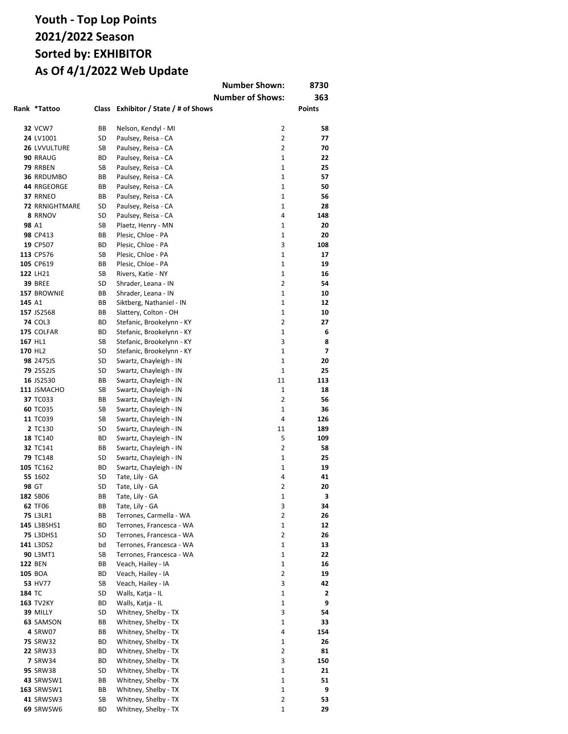# Youth - Top Lop Points
## 2021/2022 Season
## Sorted by: EXHIBITOR
## As Of 4/1/2022 Web Update

**Number Shown:** 8730

**Number of Shows:** 363

| Rank | *Tattoo | Class | Exhibitor / State / # of Shows | | Points |
|---|---|---|---|---|---|
| 32 | VCW7 | BB | Nelson, Kendyl - MI | 2 | 58 |
| 24 | LV1001 | SD | Paulsey, Reisa - CA | 2 | 77 |
| 26 | LVVULTURE | SB | Paulsey, Reisa - CA | 2 | 70 |
| 90 | RRAUG | BD | Paulsey, Reisa - CA | 1 | 22 |
| 79 | RRBEN | SB | Paulsey, Reisa - CA | 1 | 25 |
| 36 | RRDUMBO | BB | Paulsey, Reisa - CA | 1 | 57 |
| 44 | RRGEORGE | BB | Paulsey, Reisa - CA | 1 | 50 |
| 37 | RRNEO | BB | Paulsey, Reisa - CA | 1 | 56 |
| 72 | RRNIGHTMARE | SD | Paulsey, Reisa - CA | 1 | 28 |
| 8 | RRNOV | SD | Paulsey, Reisa - CA | 4 | 148 |
| 98 | A1 | SB | Plaetz, Henry - MN | 1 | 20 |
| 98 | CP413 | BB | Plesic, Chloe - PA | 1 | 20 |
| 19 | CP507 | BD | Plesic, Chloe - PA | 3 | 108 |
| 113 | CP576 | SB | Plesic, Chloe - PA | 1 | 17 |
| 105 | CP619 | BB | Plesic, Chloe - PA | 1 | 19 |
| 122 | LH21 | SB | Rivers, Katie - NY | 1 | 16 |
| 39 | BREE | SD | Shrader, Leana - IN | 2 | 54 |
| 157 | BROWNIE | BB | Shrader, Leana - IN | 1 | 10 |
| 145 | A1 | BB | Siktberg, Nathaniel - IN | 1 | 12 |
| 157 | JS2568 | BB | Slattery, Colton - OH | 1 | 10 |
| 74 | COL3 | BD | Stefanic, Brookelynn - KY | 2 | 27 |
| 175 | COLFAR | BD | Stefanic, Brookelynn - KY | 1 | 6 |
| 167 | HL1 | SB | Stefanic, Brookelynn - KY | 3 | 8 |
| 170 | HL2 | SD | Stefanic, Brookelynn - KY | 1 | 7 |
| 98 | 2475JS | SD | Swartz, Chayleigh - IN | 1 | 20 |
| 79 | 2552JS | SD | Swartz, Chayleigh - IN | 1 | 25 |
| 16 | JS2530 | BB | Swartz, Chayleigh - IN | 11 | 113 |
| 111 | JSMACHO | SB | Swartz, Chayleigh - IN | 1 | 18 |
| 37 | TC033 | BB | Swartz, Chayleigh - IN | 2 | 56 |
| 60 | TC035 | SB | Swartz, Chayleigh - IN | 1 | 36 |
| 11 | TC039 | SB | Swartz, Chayleigh - IN | 4 | 126 |
| 2 | TC130 | SD | Swartz, Chayleigh - IN | 11 | 189 |
| 18 | TC140 | BD | Swartz, Chayleigh - IN | 5 | 109 |
| 32 | TC141 | BB | Swartz, Chayleigh - IN | 2 | 58 |
| 79 | TC148 | SD | Swartz, Chayleigh - IN | 1 | 25 |
| 105 | TC162 | BD | Swartz, Chayleigh - IN | 1 | 19 |
| 55 | 1602 | SD | Tate, Lily - GA | 4 | 41 |
| 98 | GT | SD | Tate, Lily - GA | 2 | 20 |
| 182 | SB06 | BB | Tate, Lily - GA | 1 | 3 |
| 62 | TF06 | BB | Tate, Lily - GA | 3 | 34 |
| 75 | L3LR1 | BB | Terrones, Carmella - WA | 2 | 26 |
| 145 | L3BSHS1 | BD | Terrones, Francesca - WA | 1 | 12 |
| 75 | L3DHS1 | SD | Terrones, Francesca - WA | 2 | 26 |
| 141 | L3DS2 | bd | Terrones, Francesca - WA | 1 | 13 |
| 90 | L3MT1 | SB | Terrones, Francesca - WA | 1 | 22 |
| 122 | BEN | BB | Veach, Hailey - IA | 1 | 16 |
| 105 | BOA | BD | Veach, Hailey - IA | 2 | 19 |
| 53 | HV77 | SB | Veach, Hailey - IA | 3 | 42 |
| 184 | TC | SD | Walls, Katja - IL | 1 | 2 |
| 163 | TV2KY | BD | Walls, Katja - IL | 1 | 9 |
| 39 | MILLY | SD | Whitney, Shelby - TX | 3 | 54 |
| 63 | SAMSON | BB | Whitney, Shelby - TX | 1 | 33 |
| 4 | SRW07 | BB | Whitney, Shelby - TX | 4 | 154 |
| 75 | SRW32 | BD | Whitney, Shelby - TX | 1 | 26 |
| 22 | SRW33 | BD | Whitney, Shelby - TX | 2 | 81 |
| 7 | SRW34 | BD | Whitney, Shelby - TX | 3 | 150 |
| 95 | SRW38 | SD | Whitney, Shelby - TX | 1 | 21 |
| 43 | SRWSW1 | BB | Whitney, Shelby - TX | 1 | 51 |
| 163 | SRWSW1 | BB | Whitney, Shelby - TX | 1 | 9 |
| 41 | SRWSW3 | SB | Whitney, Shelby - TX | 2 | 53 |
| 69 | SRWSW6 | BD | Whitney, Shelby - TX | 1 | 29 |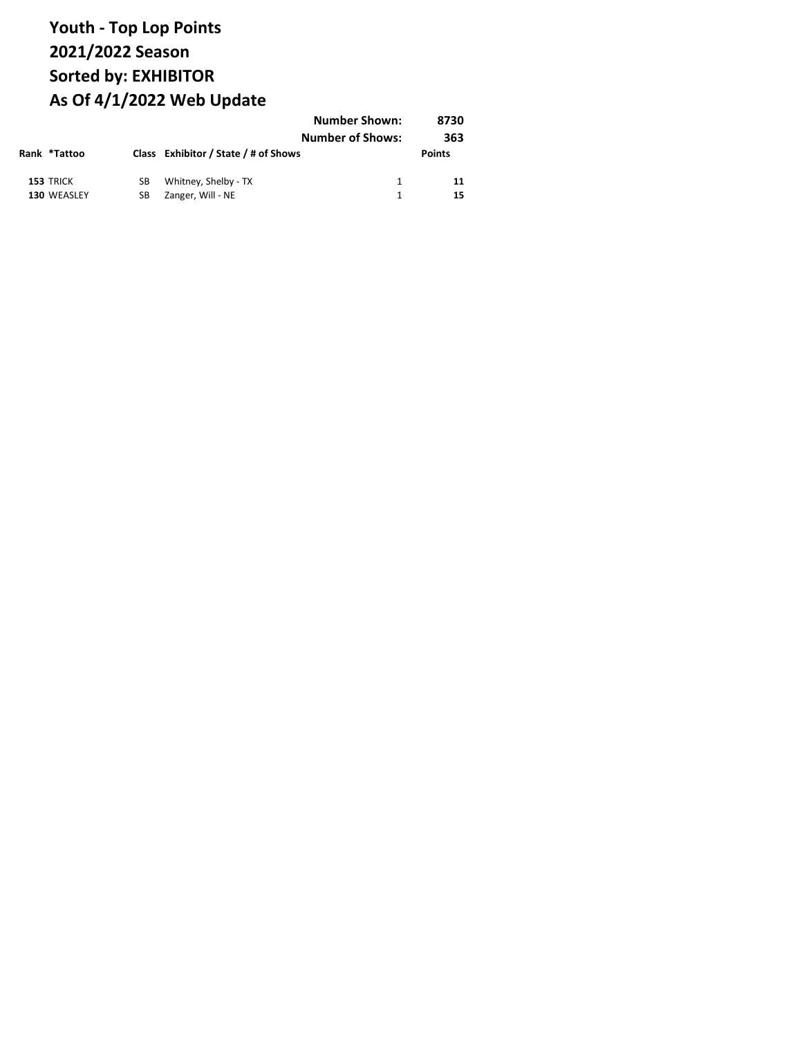# Youth - Top Lop Points
# 2021/2022 Season
# Sorted by: EXHIBITOR
# As Of 4/1/2022 Web Update

**Number Shown:** 8730
**Number of Shows:** 363

| Rank | *Tattoo | Class | Exhibitor / State / # of Shows | | Points |
|---|---|---|---|---|---|
| **153** | TRICK | SB | Whitney, Shelby - TX | 1 | **11** |
| **130** | WEASLEY | SB | Zanger, Will - NE | 1 | **15** |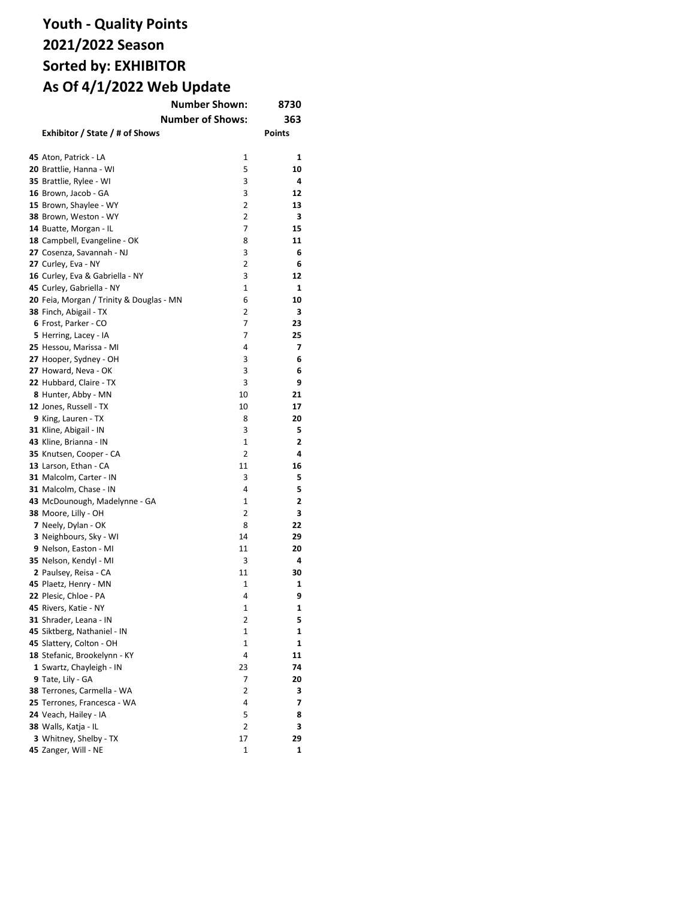# Youth - Quality Points
# 2021/2022 Season
# Sorted by: EXHIBITOR
# As Of 4/1/2022 Web Update

**Number Shown:** 8730

**Number of Shows:** 363

| Exhibitor / State / # of Shows | | Points |
|---|---|---|
| **45** Aton, Patrick - LA | 1 | **1** |
| **20** Brattlie, Hanna - WI | 5 | **10** |
| **35** Brattlie, Rylee - WI | 3 | **4** |
| **16** Brown, Jacob - GA | 3 | **12** |
| **15** Brown, Shaylee - WY | 2 | **13** |
| **38** Brown, Weston - WY | 2 | **3** |
| **14** Buatte, Morgan - IL | 7 | **15** |
| **18** Campbell, Evangeline - OK | 8 | **11** |
| **27** Cosenza, Savannah - NJ | 3 | **6** |
| **27** Curley, Eva - NY | 2 | **6** |
| **16** Curley, Eva & Gabriella - NY | 3 | **12** |
| **45** Curley, Gabriella - NY | 1 | **1** |
| **20** Feia, Morgan / Trinity & Douglas - MN | 6 | **10** |
| **38** Finch, Abigail - TX | 2 | **3** |
| **6** Frost, Parker - CO | 7 | **23** |
| **5** Herring, Lacey - IA | 7 | **25** |
| **25** Hessou, Marissa - MI | 4 | **7** |
| **27** Hooper, Sydney - OH | 3 | **6** |
| **27** Howard, Neva - OK | 3 | **6** |
| **22** Hubbard, Claire - TX | 3 | **9** |
| **8** Hunter, Abby - MN | 10 | **21** |
| **12** Jones, Russell - TX | 10 | **17** |
| **9** King, Lauren - TX | 8 | **20** |
| **31** Kline, Abigail - IN | 3 | **5** |
| **43** Kline, Brianna - IN | 1 | **2** |
| **35** Knutsen, Cooper - CA | 2 | **4** |
| **13** Larson, Ethan - CA | 11 | **16** |
| **31** Malcolm, Carter - IN | 3 | **5** |
| **31** Malcolm, Chase - IN | 4 | **5** |
| **43** McDounough, Madelynne - GA | 1 | **2** |
| **38** Moore, Lilly - OH | 2 | **3** |
| **7** Neely, Dylan - OK | 8 | **22** |
| **3** Neighbours, Sky - WI | 14 | **29** |
| **9** Nelson, Easton - MI | 11 | **20** |
| **35** Nelson, Kendyl - MI | 3 | **4** |
| **2** Paulsey, Reisa - CA | 11 | **30** |
| **45** Plaetz, Henry - MN | 1 | **1** |
| **22** Plesic, Chloe - PA | 4 | **9** |
| **45** Rivers, Katie - NY | 1 | **1** |
| **31** Shrader, Leana - IN | 2 | **5** |
| **45** Siktberg, Nathaniel - IN | 1 | **1** |
| **45** Slattery, Colton - OH | 1 | **1** |
| **18** Stefanic, Brookelynn - KY | 4 | **11** |
| **1** Swartz, Chayleigh - IN | 23 | **74** |
| **9** Tate, Lily - GA | 7 | **20** |
| **38** Terrones, Carmella - WA | 2 | **3** |
| **25** Terrones, Francesca - WA | 4 | **7** |
| **24** Veach, Hailey - IA | 5 | **8** |
| **38** Walls, Katja - IL | 2 | **3** |
| **3** Whitney, Shelby - TX | 17 | **29** |
| **45** Zanger, Will - NE | 1 | **1** |